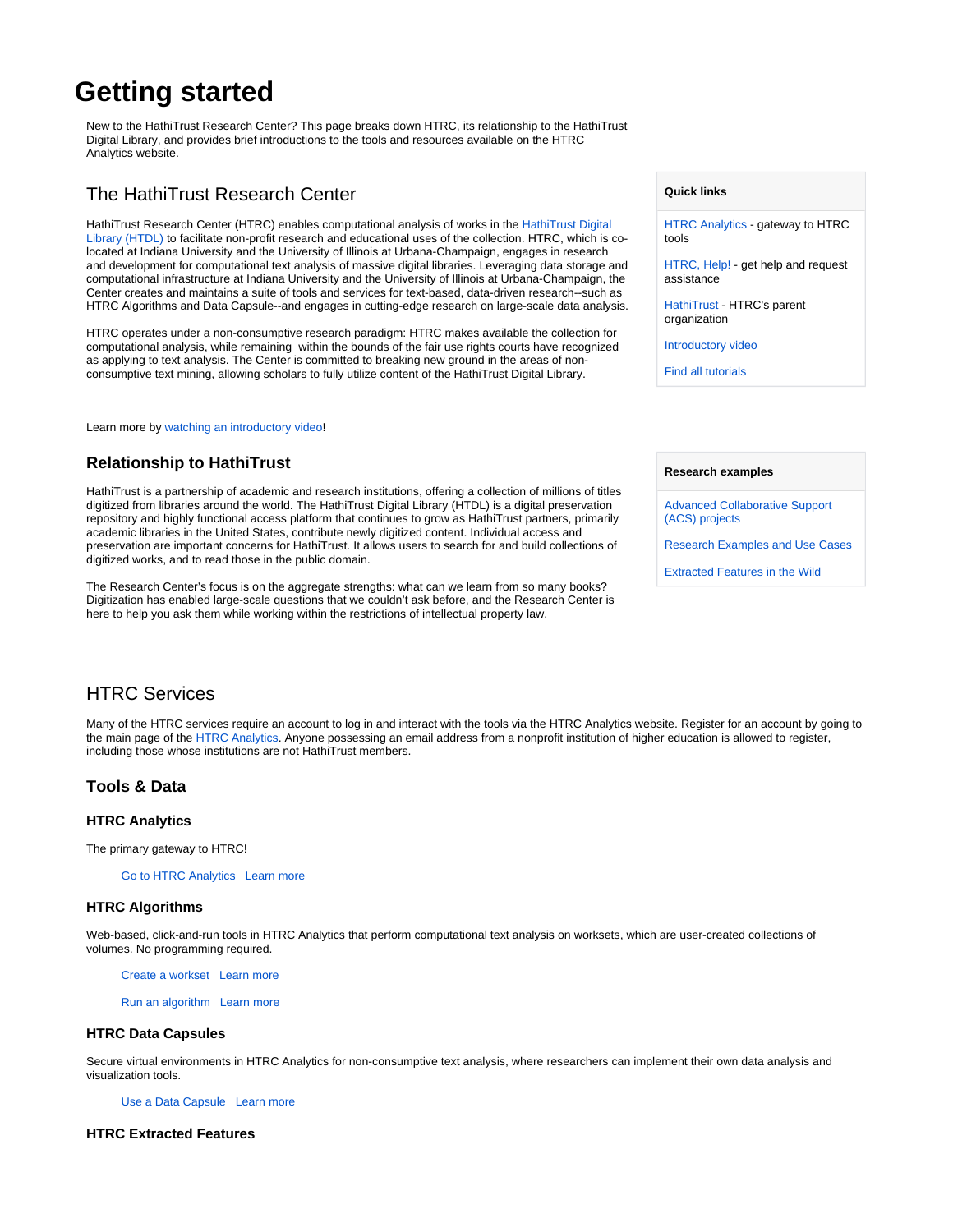# Getting started

New to the HathiTrust Research Center? This page breaks down HTRC, its relationship to the HathiTrust Digital Library, and provides brief introductions to the tools and resources available on the HTRC Analytics website.

## The HathiTrust Research Center

HathiTrust Research Center (HTRC) enables computational analysis of works in the HathiTrust Digital Library (HTDL) to facilitate non-profit research and educational uses of the collection. HTRC, which is co-located at Indiana University and the University of Illinois at Urbana-Champaign, engages in research and development for computational text analysis of massive digital libraries. Leveraging data storage and computational infrastructure at Indiana University and the University of Illinois at Urbana-Champaign, the Center creates and maintains a suite of tools and services for text-based, data-driven research--such as HTRC Algorithms and Data Capsule--and engages in cutting-edge research on large-scale data analysis.

HTRC operates under a non-consumptive research paradigm: HTRC makes available the collection for computational analysis, while remaining within the bounds of the fair use rights courts have recognized as applying to text analysis. The Center is committed to breaking new ground in the areas of non-consumptive text mining, allowing scholars to fully utilize content of the HathiTrust Digital Library.

Learn more by watching an introductory video!

**Quick links**

- HTRC Analytics - gateway to HTRC tools
- HTRC, Help! - get help and request assistance
- HathiTrust - HTRC's parent organization
- Introductory video
- Find all tutorials

### Relationship to HathiTrust

HathiTrust is a partnership of academic and research institutions, offering a collection of millions of titles digitized from libraries around the world. The HathiTrust Digital Library (HTDL) is a digital preservation repository and highly functional access platform that continues to grow as HathiTrust partners, primarily academic libraries in the United States, contribute newly digitized content. Individual access and preservation are important concerns for HathiTrust. It allows users to search for and build collections of digitized works, and to read those in the public domain.

The Research Center's focus is on the aggregate strengths: what can we learn from so many books? Digitization has enabled large-scale questions that we couldn't ask before, and the Research Center is here to help you ask them while working within the restrictions of intellectual property law.

**Research examples**

- Advanced Collaborative Support (ACS) projects
- Research Examples and Use Cases
- Extracted Features in the Wild

## HTRC Services

Many of the HTRC services require an account to log in and interact with the tools via the HTRC Analytics website. Register for an account by going to the main page of the HTRC Analytics. Anyone possessing an email address from a nonprofit institution of higher education is allowed to register, including those whose institutions are not HathiTrust members.

### Tools & Data

#### HTRC Analytics

The primary gateway to HTRC!

Go to HTRC Analytics   Learn more

#### HTRC Algorithms

Web-based, click-and-run tools in HTRC Analytics that perform computational text analysis on worksets, which are user-created collections of volumes. No programming required.

Create a workset   Learn more

Run an algorithm   Learn more

#### HTRC Data Capsules

Secure virtual environments in HTRC Analytics for non-consumptive text analysis, where researchers can implement their own data analysis and visualization tools.

Use a Data Capsule   Learn more

#### HTRC Extracted Features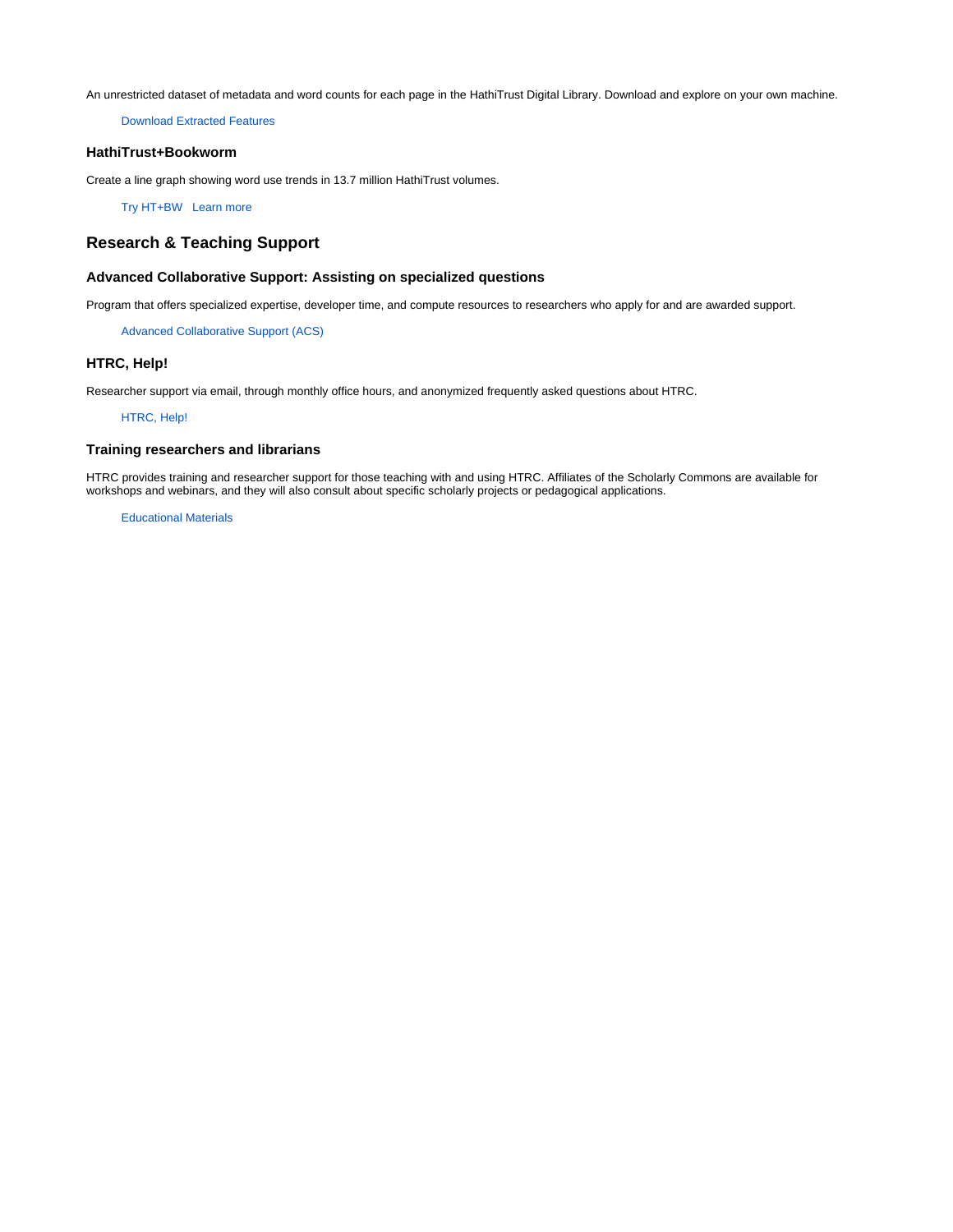An unrestricted dataset of metadata and word counts for each page in the HathiTrust Digital Library. Download and explore on your own machine.

Download Extracted Features

### HathiTrust+Bookworm

Create a line graph showing word use trends in 13.7 million HathiTrust volumes.

Try HT+BW   Learn more

## Research & Teaching Support

### Advanced Collaborative Support: Assisting on specialized questions

Program that offers specialized expertise, developer time, and compute resources to researchers who apply for and are awarded support.

Advanced Collaborative Support (ACS)

### HTRC, Help!

Researcher support via email, through monthly office hours, and anonymized frequently asked questions about HTRC.

HTRC, Help!

### Training researchers and librarians

HTRC provides training and researcher support for those teaching with and using HTRC. Affiliates of the Scholarly Commons are available for workshops and webinars, and they will also consult about specific scholarly projects or pedagogical applications.

Educational Materials